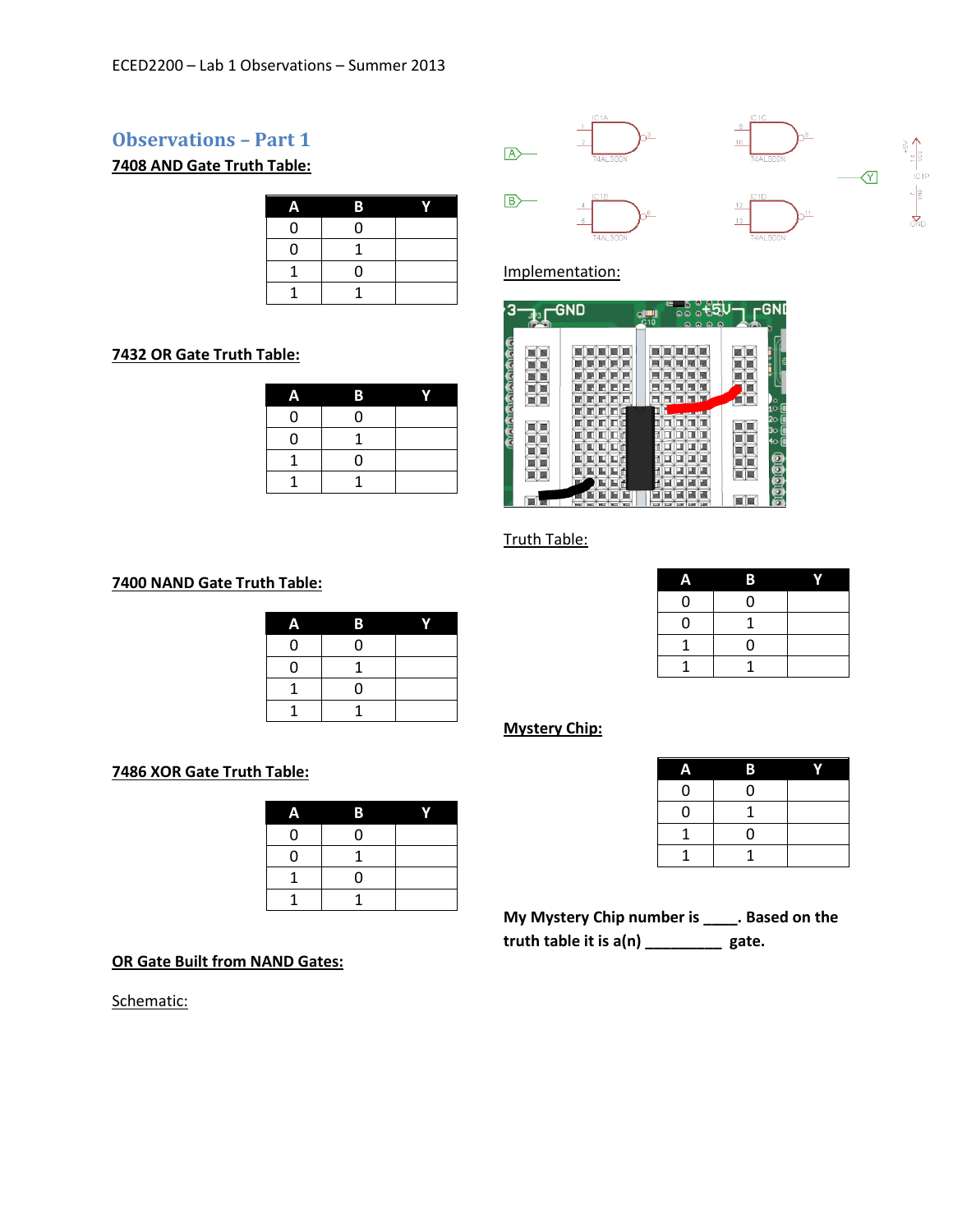## Observations – Part 1

**7408 AND Gate Truth Table:**

| A | B | Y |
|---|---|---|
| 0 | 0 | |
| 0 | 1 | |
| 1 | 0 | |
| 1 | 1 | |

**7432 OR Gate Truth Table:**

| A | B | Y |
|---|---|---|
| 0 | 0 | |
| 0 | 1 | |
| 1 | 0 | |
| 1 | 1 | |

**7400 NAND Gate Truth Table:**

| A | B | Y |
|---|---|---|
| 0 | 0 | |
| 0 | 1 | |
| 1 | 0 | |
| 1 | 1 | |

**7486 XOR Gate Truth Table:**

| A | B | Y |
|---|---|---|
| 0 | 0 | |
| 0 | 1 | |
| 1 | 0 | |
| 1 | 1 | |

**OR Gate Built from NAND Gates:**

Schematic:

Implementation:

Truth Table:

| A | B | Y |
|---|---|---|
| 0 | 0 | |
| 0 | 1 | |
| 1 | 0 | |
| 1 | 1 | |

**Mystery Chip:**

| A | B | Y |
|---|---|---|
| 0 | 0 | |
| 0 | 1 | |
| 1 | 0 | |
| 1 | 1 | |

**My Mystery Chip number is ____. Based on the truth table it is a(n) _________ gate.**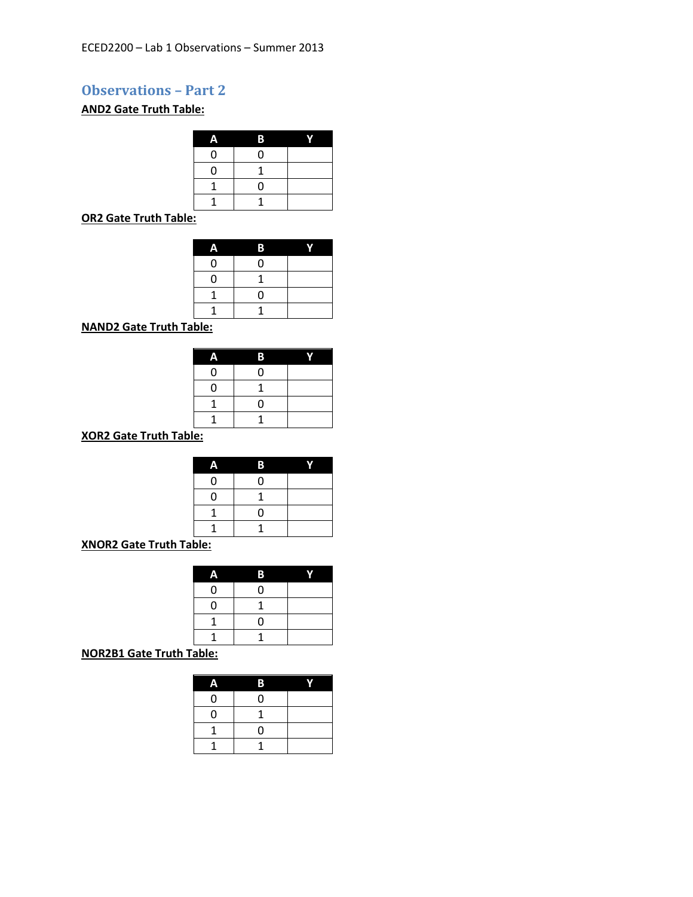## Observations – Part 2

**AND2 Gate Truth Table:**

| A | B | Y |
|---|---|---|
| 0 | 0 | |
| 0 | 1 | |
| 1 | 0 | |
| 1 | 1 | |

**OR2 Gate Truth Table:**

| A | B | Y |
|---|---|---|
| 0 | 0 | |
| 0 | 1 | |
| 1 | 0 | |
| 1 | 1 | |

**NAND2 Gate Truth Table:**

| A | B | Y |
|---|---|---|
| 0 | 0 | |
| 0 | 1 | |
| 1 | 0 | |
| 1 | 1 | |

**XOR2 Gate Truth Table:**

| A | B | Y |
|---|---|---|
| 0 | 0 | |
| 0 | 1 | |
| 1 | 0 | |
| 1 | 1 | |

**XNOR2 Gate Truth Table:**

| A | B | Y |
|---|---|---|
| 0 | 0 | |
| 0 | 1 | |
| 1 | 0 | |
| 1 | 1 | |

**NOR2B1 Gate Truth Table:**

| A | B | Y |
|---|---|---|
| 0 | 0 | |
| 0 | 1 | |
| 1 | 0 | |
| 1 | 1 | |